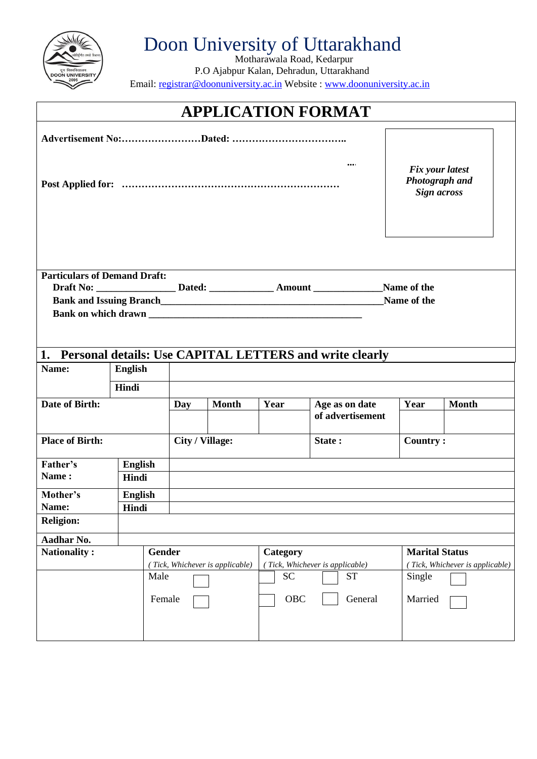# Doon University of Uttarakhand

Motharawala Road, Kedarpur
P.O Ajabpur Kalan, Dehradun, Uttarakhand
Email: registrar@doonuniversity.ac.in Website : www.doonuniversity.ac.in

## APPLICATION FORMAT

**Advertisement No:……………………Dated: ……………………………..**

**….**

**Post Applied for: ………………………………………………………**

*Fix your latest Photograph and Sign across*

**Particulars of Demand Draft:**

**Draft No: _______________ Dated: ____________ Amount _____________Name of the Bank and Issuing Branch___________________________________________Name of the Bank on which drawn __________________________________________**

## 1. Personal details: Use CAPITAL LETTERS and write clearly

| **Name:** | **English** | | | | | | | |
|---|---|---|---|---|---|---|---|---|
| | **Hindi** | | | | | | | |
| **Date of Birth:** | | **Day** | **Month** | **Year** | **Age as on date of advertisement** | **Year** | **Month** | |
| **Place of Birth:** | | **City / Village:** | | | **State :** | **Country :** | | |
| **Father's Name :** | **English** | | | | | | | |
| | **Hindi** | | | | | | | |
| **Mother's Name:** | **English** | | | | | | | |
| | **Hindi** | | | | | | | |
| **Religion:** | | | | | | | | |
| **Aadhar No.** | | | | | | | | |

| **Nationality :** | **Gender** *( Tick, Whichever is applicable)* | **Category** *( Tick, Whichever is applicable)* | **Marital Status** *( Tick, Whichever is applicable)* |
|---|---|---|---|
| | Male ☐ | ☐ SC ☐ ST | Single ☐ |
| | Female ☐ | ☐ OBC ☐ General | Married ☐ |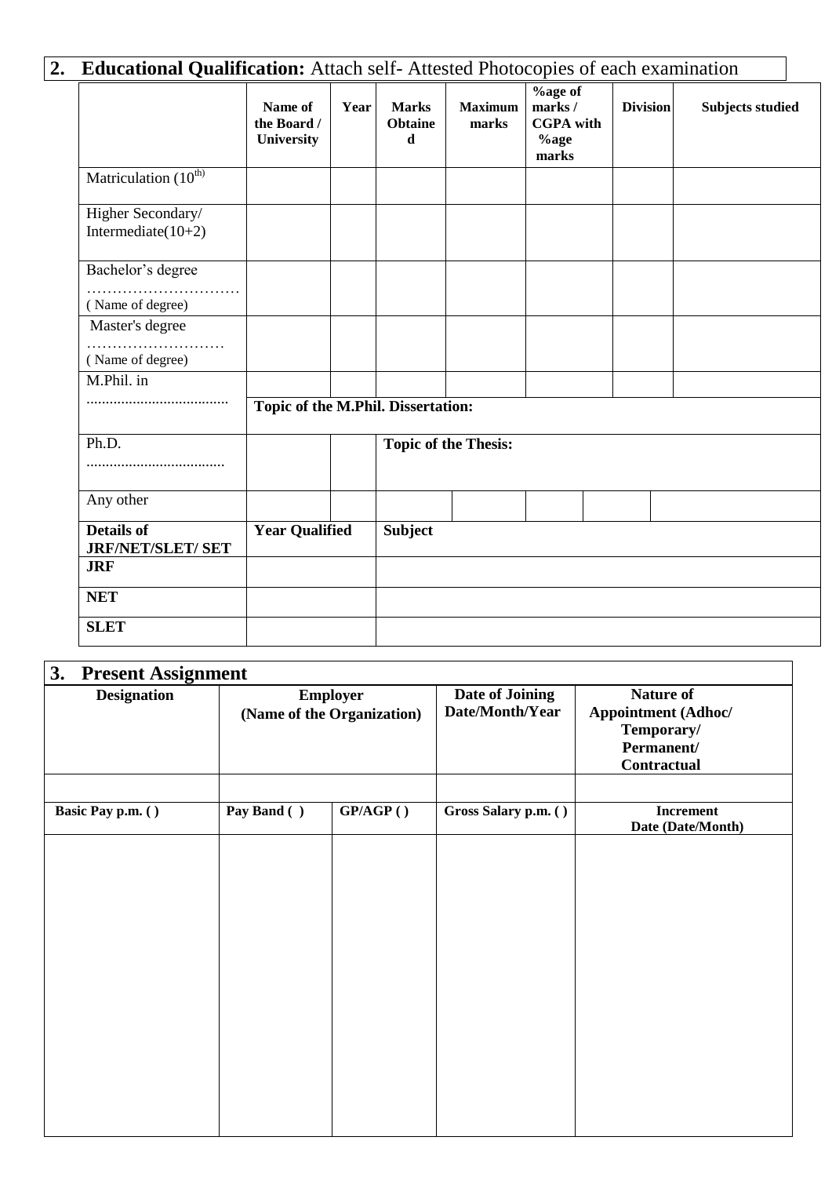## 2. **Educational Qualification:** Attach self- Attested Photocopies of each examination

| | Name of the Board / University | Year | Marks Obtained | Maximum marks | %age of marks / CGPA with %age marks | Division | Subjects studied |
|---|---|---|---|---|---|---|---|
| Matriculation ($10^{th}$) | | | | | | | |
| Higher Secondary/ Intermediate(10+2) | | | | | | | |
| Bachelor's degree ………………………… ( Name of degree) | | | | | | | |
| Master's degree ……………………… ( Name of degree) | | | | | | | |
| M.Phil. in .................................... | | | | | | | |
| | **Topic of the M.Phil. Dissertation:** | | | | | | |
| Ph.D. ................................... | | | **Topic of the Thesis:** | | | | |
| Any other | | | | | | | |
| **Details of JRF/NET/SLET/ SET** | **Year Qualified** | | **Subject** | | | | |
| **JRF** | | | | | | | |
| **NET** | | | | | | | |
| **SLET** | | | | | | | |

## 3. Present Assignment

| Designation | Employer (Name of the Organization) | | Date of Joining Date/Month/Year | Nature of Appointment (Adhoc/ Temporary/ Permanent/ Contractual |
|---|---|---|---|---|
| | | | | |
| **Basic Pay p.m. ( )** | **Pay Band ( )** | **GP/AGP ( )** | **Gross Salary p.m. ( )** | **Increment Date (Date/Month)** |
| | | | | |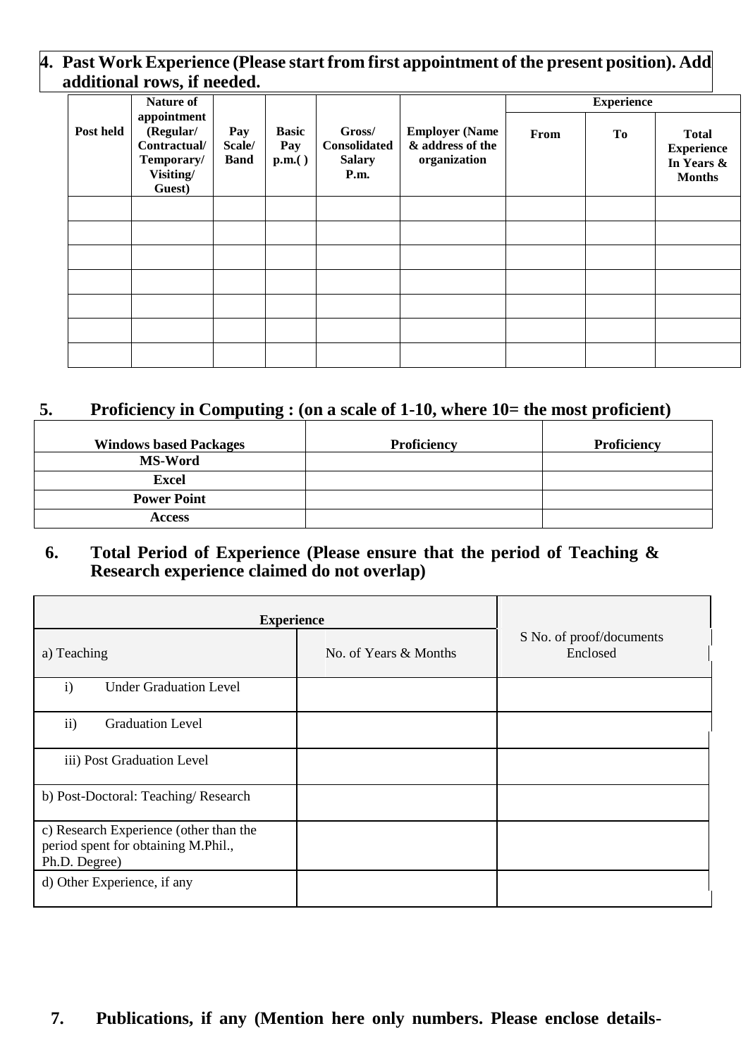**4. Past Work Experience (Please start from first appointment of the present position). Add additional rows, if needed.**

| Post held | Nature of appointment (Regular/ Contractual/ Temporary/ Visiting/ Guest) | Pay Scale/ Band | Basic Pay p.m.( ) | Gross/ Consolidated Salary P.m. | Employer (Name & address of the organization | Experience | | |
|---|---|---|---|---|---|---|---|---|
| | | | | | | From | To | Total Experience In Years & Months |
| | | | | | | | | |
| | | | | | | | | |
| | | | | | | | | |
| | | | | | | | | |
| | | | | | | | | |
| | | | | | | | | |
| | | | | | | | | |

**5. Proficiency in Computing : (on a scale of 1-10, where 10= the most proficient)**

| Windows based Packages | Proficiency | Proficiency |
|---|---|---|
| **MS-Word** | | |
| **Excel** | | |
| **Power Point** | | |
| **Access** | | |

**6. Total Period of Experience (Please ensure that the period of Teaching & Research experience claimed do not overlap)**

| Experience | | S No. of proof/documents Enclosed |
|---|---|---|
| a) Teaching | No. of Years & Months | |
| i) Under Graduation Level | | |
| ii) Graduation Level | | |
| iii) Post Graduation Level | | |
| b) Post-Doctoral: Teaching/ Research | | |
| c) Research Experience (other than the period spent for obtaining M.Phil., Ph.D. Degree) | | |
| d) Other Experience, if any | | |

**7. Publications, if any (Mention here only numbers. Please enclose details-**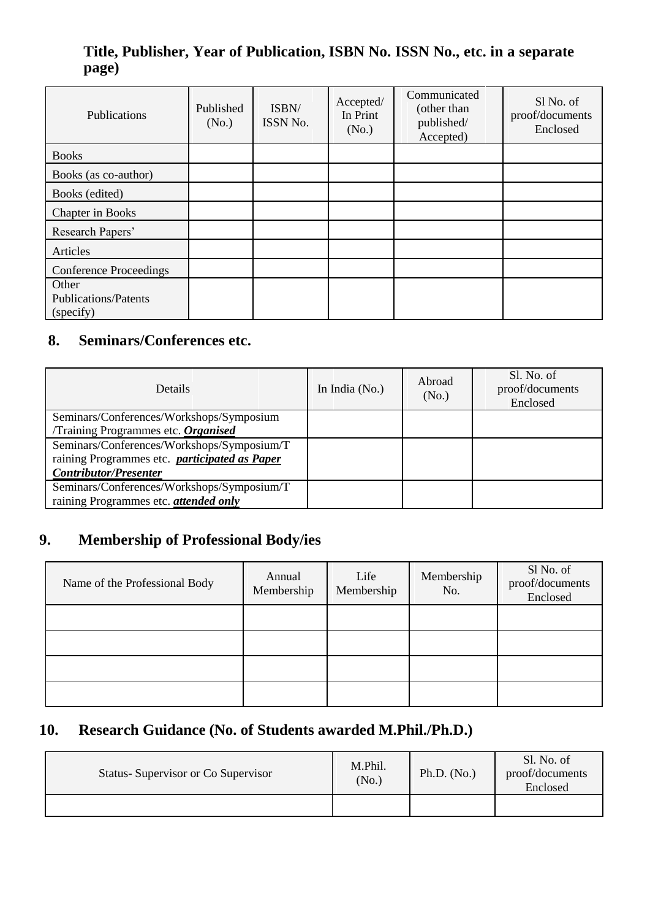**Title, Publisher, Year of Publication, ISBN No. ISSN No., etc. in a separate page)**

| Publications | Published (No.) | ISBN/ ISSN No. | Accepted/ In Print (No.) | Communicated (other than published/ Accepted) | Sl No. of proof/documents Enclosed |
|---|---|---|---|---|---|
| Books | | | | | |
| Books (as co-author) | | | | | |
| Books (edited) | | | | | |
| Chapter in Books | | | | | |
| Research Papers' | | | | | |
| Articles | | | | | |
| Conference Proceedings | | | | | |
| Other Publications/Patents (specify) | | | | | |

## 8. Seminars/Conferences etc.

| Details | In India (No.) | Abroad (No.) | Sl. No. of proof/documents Enclosed |
|---|---|---|---|
| Seminars/Conferences/Workshops/Symposium /Training Programmes etc. ***Organised*** | | | |
| Seminars/Conferences/Workshops/Symposium/Training Programmes etc. ***participated as Paper Contributor/Presenter*** | | | |
| Seminars/Conferences/Workshops/Symposium/Training Programmes etc. ***attended only*** | | | |

## 9. Membership of Professional Body/ies

| Name of the Professional Body | Annual Membership | Life Membership | Membership No. | Sl No. of proof/documents Enclosed |
|---|---|---|---|---|
| | | | | |
| | | | | |
| | | | | |
| | | | | |

## 10. Research Guidance (No. of Students awarded M.Phil./Ph.D.)

| Status- Supervisor or Co Supervisor | M.Phil. (No.) | Ph.D. (No.) | Sl. No. of proof/documents Enclosed |
|---|---|---|---|
| | | | |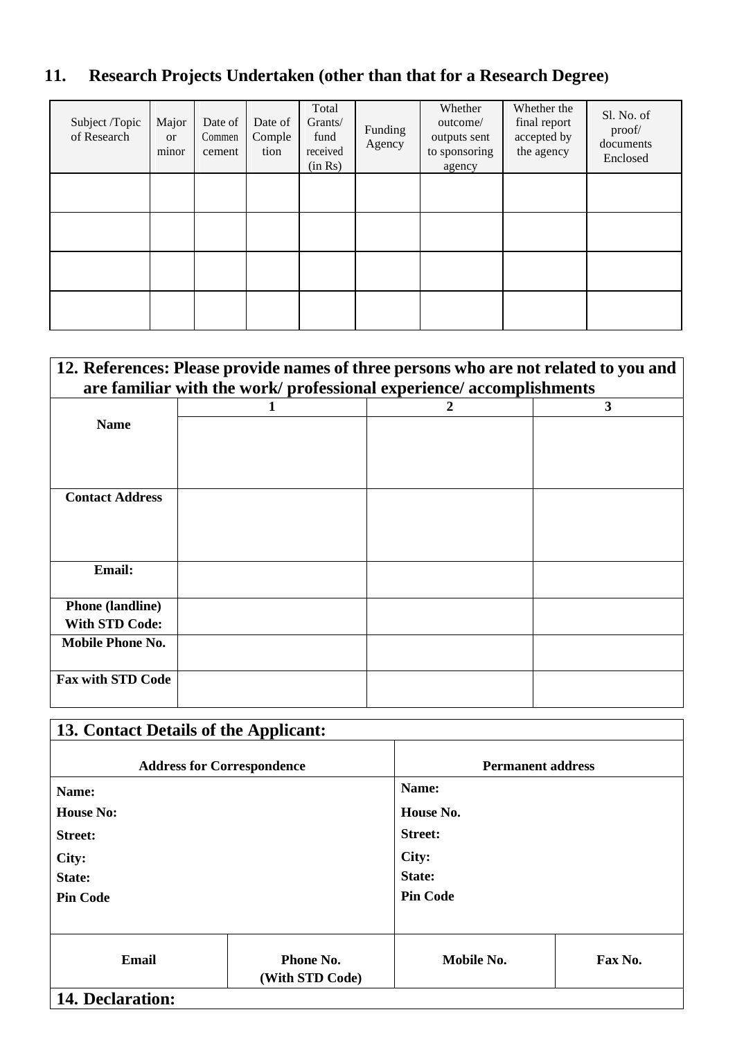## 11. Research Projects Undertaken (other than that for a Research Degree)

| Subject /Topic of Research | Major or minor | Date of Commencement | Date of Completion | Total Grants/ fund received (in Rs) | Funding Agency | Whether outcome/ outputs sent to sponsoring agency | Whether the final report accepted by the agency | Sl. No. of proof/ documents Enclosed |
|---|---|---|---|---|---|---|---|---|
| | | | | | | | | |
| | | | | | | | | |
| | | | | | | | | |
| | | | | | | | | |

## 12. References: Please provide names of three persons who are not related to you and are familiar with the work/ professional experience/ accomplishments

| | 1 | 2 | 3 |
|---|---|---|---|
| **Name** | | | |
| **Contact Address** | | | |
| **Email:** | | | |
| **Phone (landline) With STD Code:** | | | |
| **Mobile Phone No.** | | | |
| **Fax with STD Code** | | | |

## 13. Contact Details of the Applicant:

| Address for Correspondence | | Permanent address | |
|---|---|---|---|
| **Name:**<br>**House No:**<br>**Street:**<br>**City:**<br>**State:**<br>**Pin Code** | | **Name:**<br>**House No.**<br>**Street:**<br>**City:**<br>**State:**<br>**Pin Code** | |
| **Email** | **Phone No. (With STD Code)** | **Mobile No.** | **Fax No.** |

## 14. Declaration: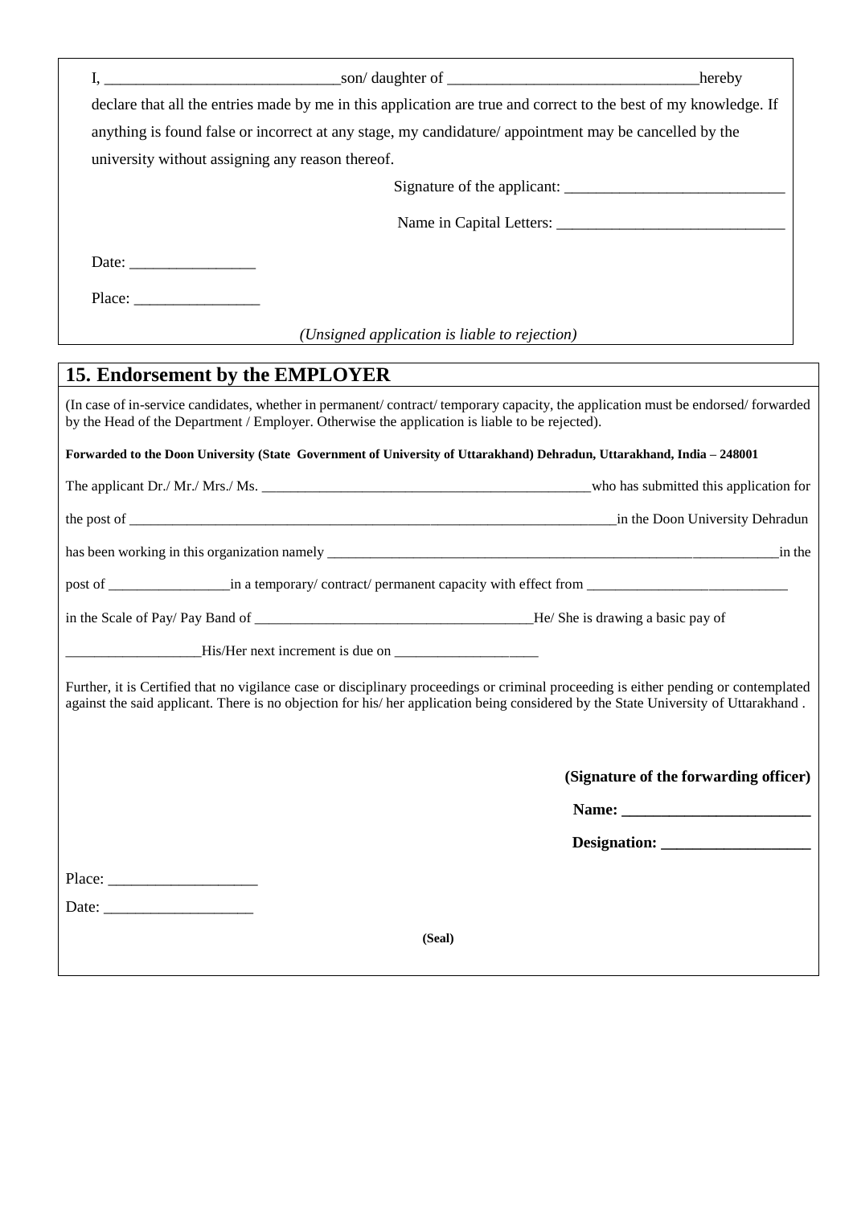I, ______________________________son/ daughter of ________________________________hereby declare that all the entries made by me in this application are true and correct to the best of my knowledge. If anything is found false or incorrect at any stage, my candidature/ appointment may be cancelled by the university without assigning any reason thereof.

Signature of the applicant: ____________________________

Name in Capital Letters: _____________________________

Date: ________________

Place: ________________

*(Unsigned application is liable to rejection)*

## 15. Endorsement by the EMPLOYER

(In case of in-service candidates, whether in permanent/ contract/ temporary capacity, the application must be endorsed/ forwarded by the Head of the Department / Employer. Otherwise the application is liable to be rejected).

**Forwarded to the Doon University (State Government of University of Uttarakhand) Dehradun, Uttarakhand, India – 248001**

The applicant Dr./ Mr./ Mrs./ Ms. ________________________________________________who has submitted this application for the post of _________________________________________________________________________in the Doon University Dehradun has been working in this organization namely _________________________________________________________________in the post of _________________in a temporary/ contract/ permanent capacity with effect from _____________________________ in the Scale of Pay/ Pay Band of _______________________________________He/ She is drawing a basic pay of ___________________His/Her next increment is due on ____________________

Further, it is Certified that no vigilance case or disciplinary proceedings or criminal proceeding is either pending or contemplated against the said applicant. There is no objection for his/ her application being considered by the State University of Uttarakhand .

**(Signature of the forwarding officer)**

**Name: ________________________**

**Designation: ___________________**

Place: ___________________

Date: ___________________

**(Seal)**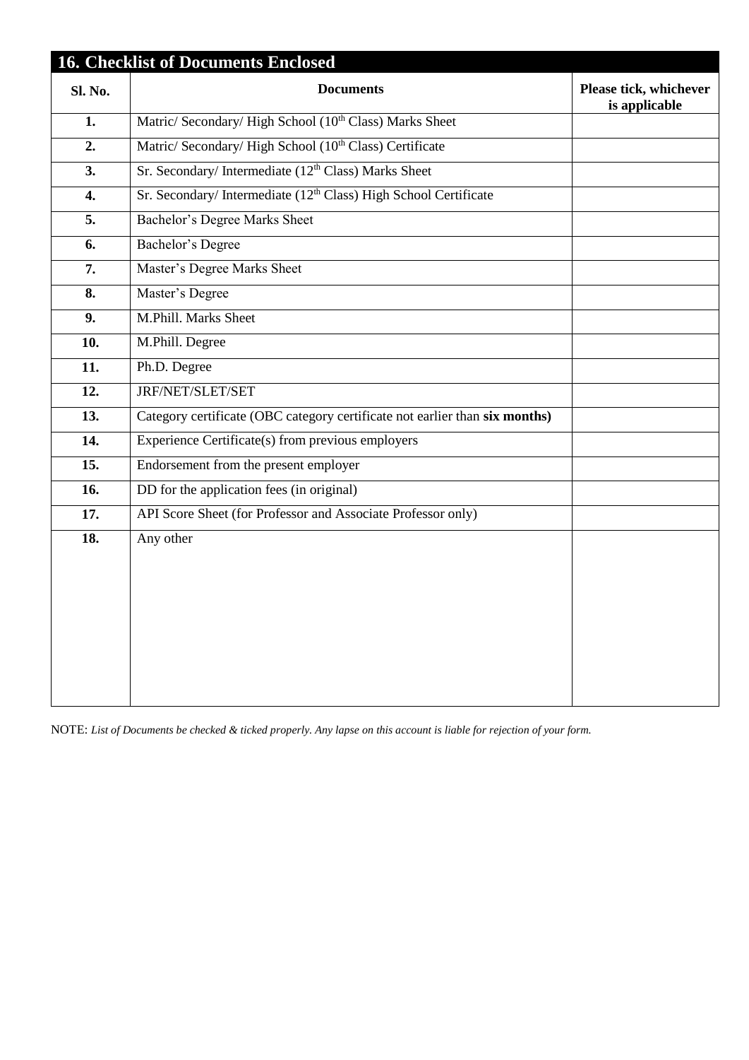## 16. Checklist of Documents Enclosed

| Sl. No. | Documents | Please tick, whichever is applicable |
|---|---|---|
| **1.** | Matric/ Secondary/ High School ($10^{th}$ Class) Marks Sheet | |
| **2.** | Matric/ Secondary/ High School ($10^{th}$ Class) Certificate | |
| **3.** | Sr. Secondary/ Intermediate ($12^{th}$ Class) Marks Sheet | |
| **4.** | Sr. Secondary/ Intermediate ($12^{th}$ Class) High School Certificate | |
| **5.** | Bachelor's Degree Marks Sheet | |
| **6.** | Bachelor's Degree | |
| **7.** | Master's Degree Marks Sheet | |
| **8.** | Master's Degree | |
| **9.** | M.Phill. Marks Sheet | |
| **10.** | M.Phill. Degree | |
| **11.** | Ph.D. Degree | |
| **12.** | JRF/NET/SLET/SET | |
| **13.** | Category certificate (OBC category certificate not earlier than **six months)** | |
| **14.** | Experience Certificate(s) from previous employers | |
| **15.** | Endorsement from the present employer | |
| **16.** | DD for the application fees (in original) | |
| **17.** | API Score Sheet (for Professor and Associate Professor only) | |
| **18.** | Any other | |

NOTE: *List of Documents be checked & ticked properly. Any lapse on this account is liable for rejection of your form.*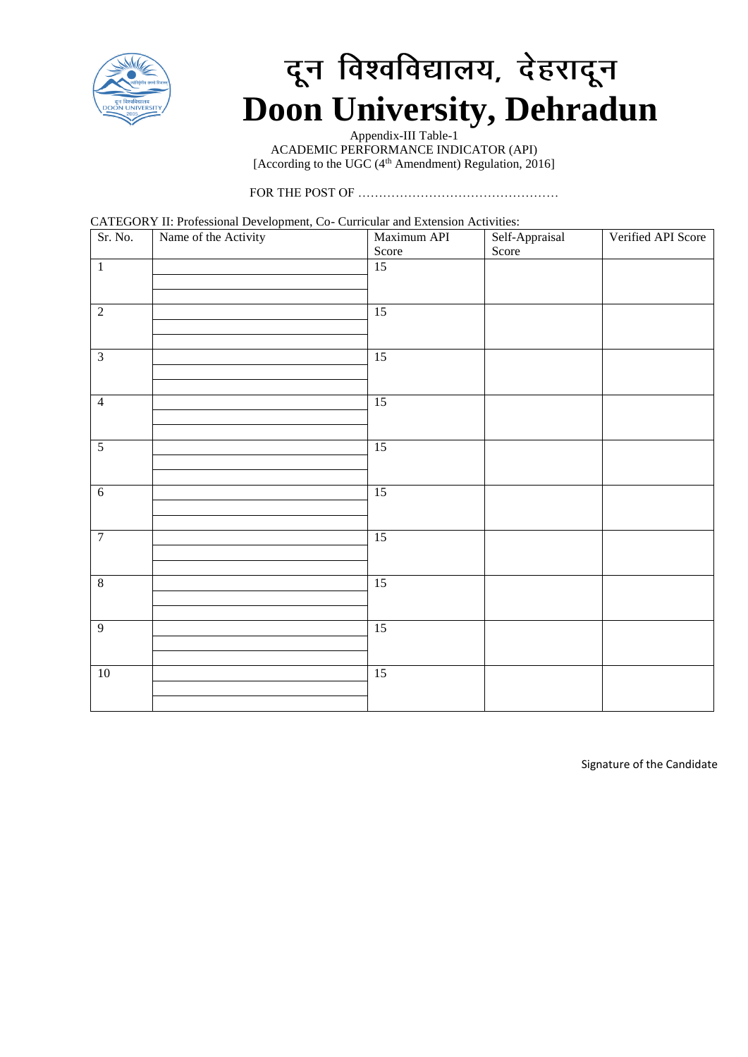# दून विश्वविद्यालय, देहरादून
# Doon University, Dehradun

Appendix-III Table-1
ACADEMIC PERFORMANCE INDICATOR (API)
[According to the UGC (4th Amendment) Regulation, 2016]

FOR THE POST OF ………………………………………….

CATEGORY II: Professional Development, Co- Curricular and Extension Activities:

| Sr. No. | Name of the Activity | Maximum API Score | Self-Appraisal Score | Verified API Score |
|---|---|---|---|---|
| 1 | | 15 | | |
| 2 | | 15 | | |
| 3 | | 15 | | |
| 4 | | 15 | | |
| 5 | | 15 | | |
| 6 | | 15 | | |
| 7 | | 15 | | |
| 8 | | 15 | | |
| 9 | | 15 | | |
| 10 | | 15 | | |

Signature of the Candidate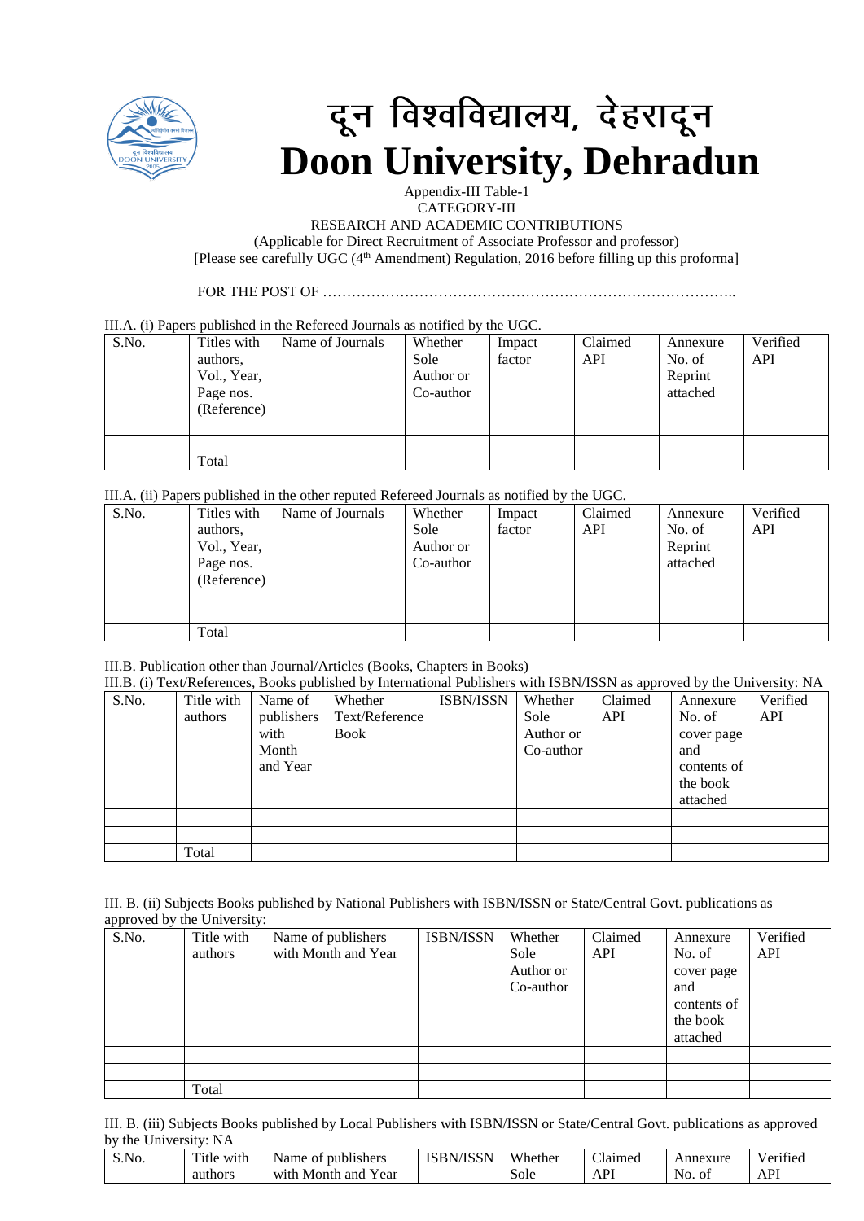# दून विश्वविद्यालय, देहरादून
# Doon University, Dehradun

Appendix-III Table-1
CATEGORY-III
RESEARCH AND ACADEMIC CONTRIBUTIONS
(Applicable for Direct Recruitment of Associate Professor and professor)
[Please see carefully UGC (4th Amendment) Regulation, 2016 before filling up this proforma]

FOR THE POST OF …………………………………………………………………………..

III.A. (i) Papers published in the Refereed Journals as notified by the UGC.

| S.No. | Titles with authors, Vol., Year, Page nos. (Reference) | Name of Journals | Whether Sole Author or Co-author | Impact factor | Claimed API | Annexure No. of Reprint attached | Verified API |
|---|---|---|---|---|---|---|---|
| | | | | | | | |
| | | | | | | | |
| | Total | | | | | | |

III.A. (ii) Papers published in the other reputed Refereed Journals as notified by the UGC.

| S.No. | Titles with authors, Vol., Year, Page nos. (Reference) | Name of Journals | Whether Sole Author or Co-author | Impact factor | Claimed API | Annexure No. of Reprint attached | Verified API |
|---|---|---|---|---|---|---|---|
| | | | | | | | |
| | | | | | | | |
| | Total | | | | | | |

III.B. Publication other than Journal/Articles (Books, Chapters in Books)
III.B. (i) Text/References, Books published by International Publishers with ISBN/ISSN as approved by the University: NA

| S.No. | Title with authors | Name of publishers with Month and Year | Whether Text/Reference Book | ISBN/ISSN | Whether Sole Author or Co-author | Claimed API | Annexure No. of cover page and contents of the book attached | Verified API |
|---|---|---|---|---|---|---|---|---|
| | | | | | | | | |
| | | | | | | | | |
| | Total | | | | | | | |

III. B. (ii) Subjects Books published by National Publishers with ISBN/ISSN or State/Central Govt. publications as approved by the University:

| S.No. | Title with authors | Name of publishers with Month and Year | ISBN/ISSN | Whether Sole Author or Co-author | Claimed API | Annexure No. of cover page and contents of the book attached | Verified API |
|---|---|---|---|---|---|---|---|
| | | | | | | | |
| | | | | | | | |
| | Total | | | | | | |

III. B. (iii) Subjects Books published by Local Publishers with ISBN/ISSN or State/Central Govt. publications as approved by the University: NA

| S.No. | Title with authors | Name of publishers with Month and Year | ISBN/ISSN | Whether Sole | Claimed API | Annexure No. of | Verified API |
|---|---|---|---|---|---|---|---|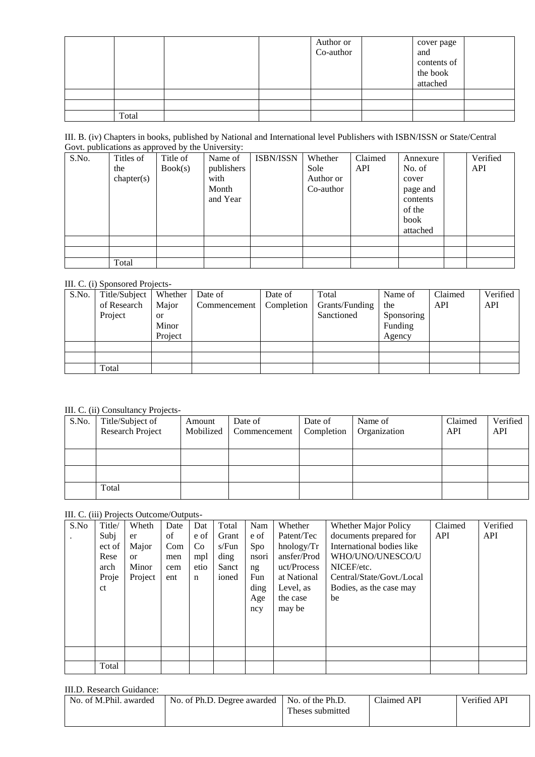|  |  |  |  | Author or Co-author |  | cover page and contents of the book attached |  |
|---|---|---|---|---|---|---|---|
|  |  |  |  |  |  |  |  |
|  |  |  |  |  |  |  |  |
|  | Total |  |  |  |  |  |  |

III. B. (iv) Chapters in books, published by National and International level Publishers with ISBN/ISSN or State/Central Govt. publications as approved by the University:

| S.No. | Titles of the chapter(s) | Title of Book(s) | Name of publishers with Month and Year | ISBN/ISSN | Whether Sole Author or Co-author | Claimed API | Annexure No. of cover page and contents of the book attached |  | Verified API |
|---|---|---|---|---|---|---|---|---|---|
|  |  |  |  |  |  |  |  |  |  |
|  |  |  |  |  |  |  |  |  |  |
|  | Total |  |  |  |  |  |  |  |  |

III. C. (i) Sponsored Projects-

| S.No. | Title/Subject of Research Project | Whether Major or Minor Project | Date of Commencement | Date of Completion | Total Grants/Funding Sanctioned | Name of the Sponsoring Funding Agency | Claimed API | Verified API |
|---|---|---|---|---|---|---|---|---|
|  |  |  |  |  |  |  |  |  |
|  |  |  |  |  |  |  |  |  |
|  | Total |  |  |  |  |  |  |  |

III. C. (ii) Consultancy Projects-

| S.No. | Title/Subject of Research Project | Amount Mobilized | Date of Commencement | Date of Completion | Name of Organization | Claimed API | Verified API |
|---|---|---|---|---|---|---|---|
|  |  |  |  |  |  |  |  |
|  |  |  |  |  |  |  |  |
|  | Total |  |  |  |  |  |  |

III. C. (iii) Projects Outcome/Outputs-

| S.No. | Title/ Subject of Research Project | Whether Major or Minor Project | Date of Commencement | Date of Completion | Total Grants/Funding Sanctioned | Name of Sponsoring Funding Agency | Whether Patent/Technology/Transfer/Product/Process at National Level, as the case may be | Whether Major Policy documents prepared for International bodies like WHO/UNO/UNESCO/UNICEF/etc. Central/State/Govt./Local Bodies, as the case may be | Claimed API | Verified API |
|---|---|---|---|---|---|---|---|---|---|---|
|  |  |  |  |  |  |  |  |  |  |  |
|  | Total |  |  |  |  |  |  |  |  |  |

III.D. Research Guidance:

| No. of M.Phil. awarded | No. of Ph.D. Degree awarded | No. of the Ph.D. Theses submitted | Claimed API | Verified API |
|---|---|---|---|---|
|  |  |  |  |  |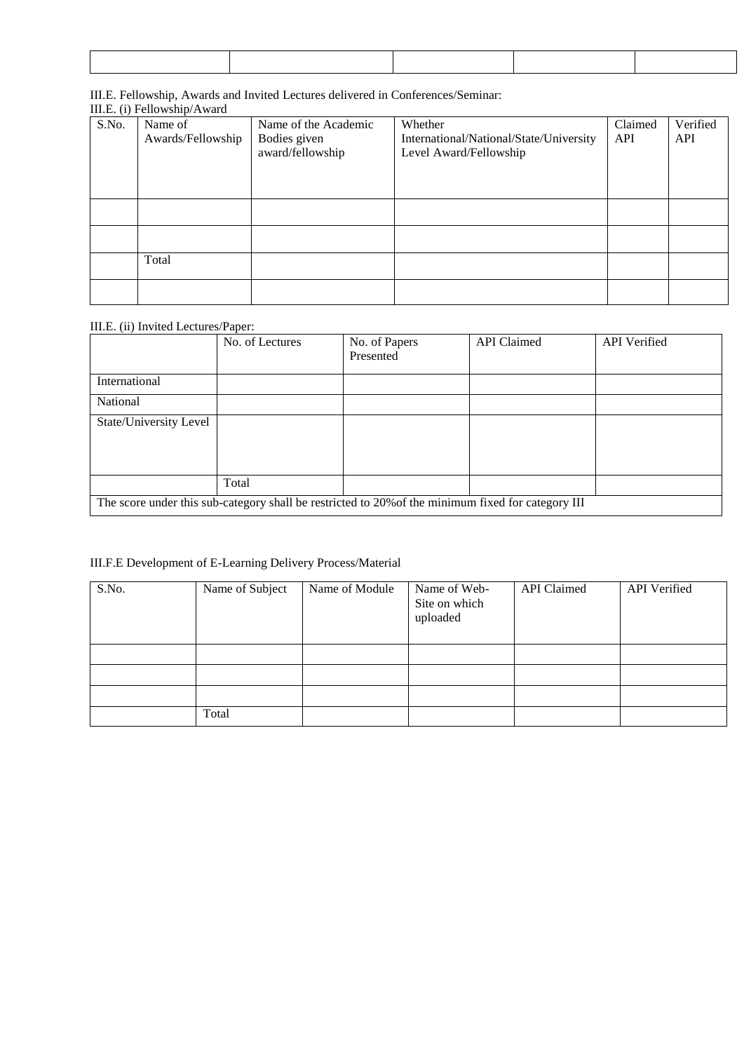| | | | | |
|---|---|---|---|---|
| | | | | |

III.E. Fellowship, Awards and Invited Lectures delivered in Conferences/Seminar:

III.E. (i) Fellowship/Award

| S.No. | Name of Awards/Fellowship | Name of the Academic Bodies given award/fellowship | Whether International/National/State/University Level Award/Fellowship | Claimed API | Verified API |
|---|---|---|---|---|---|
| | | | | | |
| | | | | | |
| | Total | | | | |
| | | | | | |

III.E. (ii) Invited Lectures/Paper:

| | No. of Lectures | No. of Papers Presented | API Claimed | API Verified |
|---|---|---|---|---|
| International | | | | |
| National | | | | |
| State/University Level | | | | |
| | Total | | | |
| The score under this sub-category shall be restricted to 20%of the minimum fixed for category III | | | | |

III.F.E Development of E-Learning Delivery Process/Material

| S.No. | Name of Subject | Name of Module | Name of Web-Site on which uploaded | API Claimed | API Verified |
|---|---|---|---|---|---|
| | | | | | |
| | | | | | |
| | | | | | |
| | Total | | | | |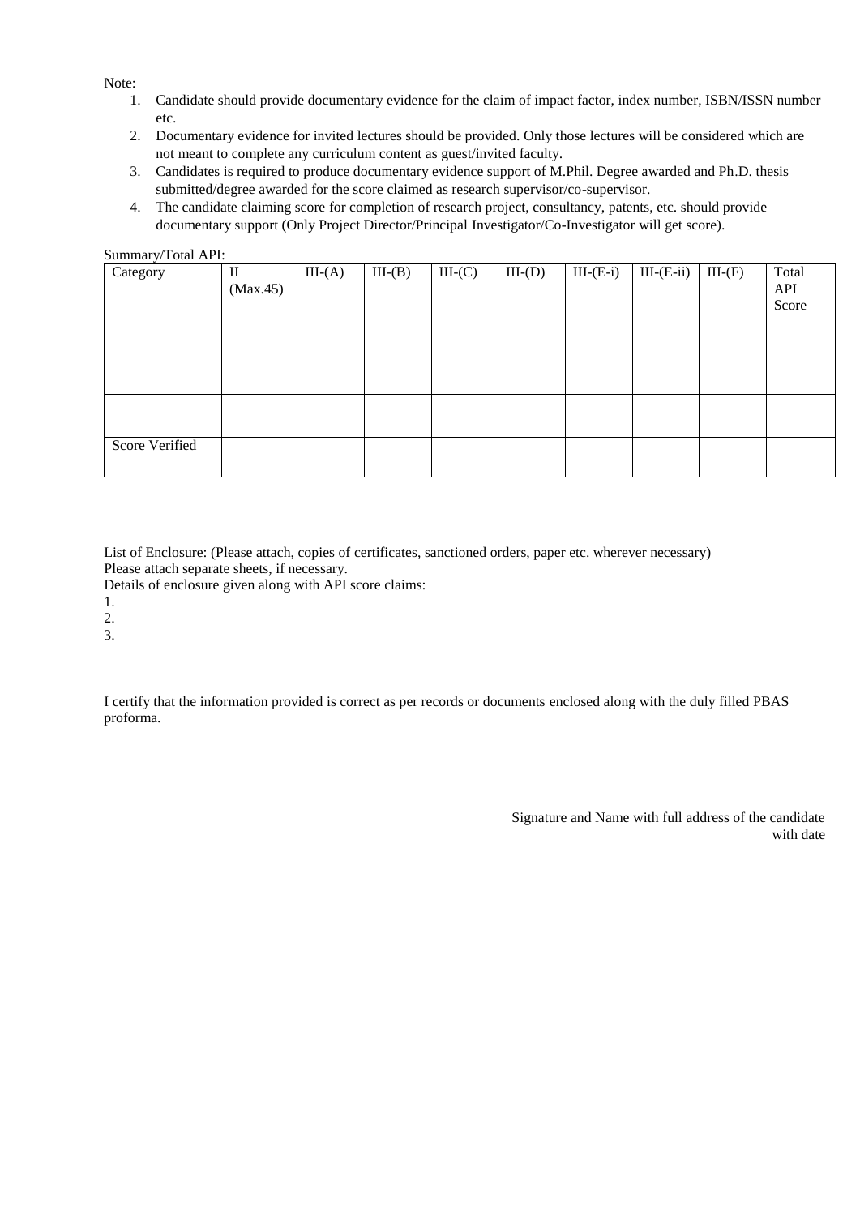Note:

1. Candidate should provide documentary evidence for the claim of impact factor, index number, ISBN/ISSN number etc.
2. Documentary evidence for invited lectures should be provided. Only those lectures will be considered which are not meant to complete any curriculum content as guest/invited faculty.
3. Candidates is required to produce documentary evidence support of M.Phil. Degree awarded and Ph.D. thesis submitted/degree awarded for the score claimed as research supervisor/co-supervisor.
4. The candidate claiming score for completion of research project, consultancy, patents, etc. should provide documentary support (Only Project Director/Principal Investigator/Co-Investigator will get score).

Summary/Total API:

| Category | II (Max.45) | III-(A) | III-(B) | III-(C) | III-(D) | III-(E-i) | III-(E-ii) | III-(F) | Total API Score |
|---|---|---|---|---|---|---|---|---|---|
| | | | | | | | | | |
| Score Verified | | | | | | | | | |

List of Enclosure: (Please attach, copies of certificates, sanctioned orders, paper etc. wherever necessary)
Please attach separate sheets, if necessary.
Details of enclosure given along with API score claims:

1.
2.
3.

I certify that the information provided is correct as per records or documents enclosed along with the duly filled PBAS proforma.

Signature and Name with full address of the candidate with date